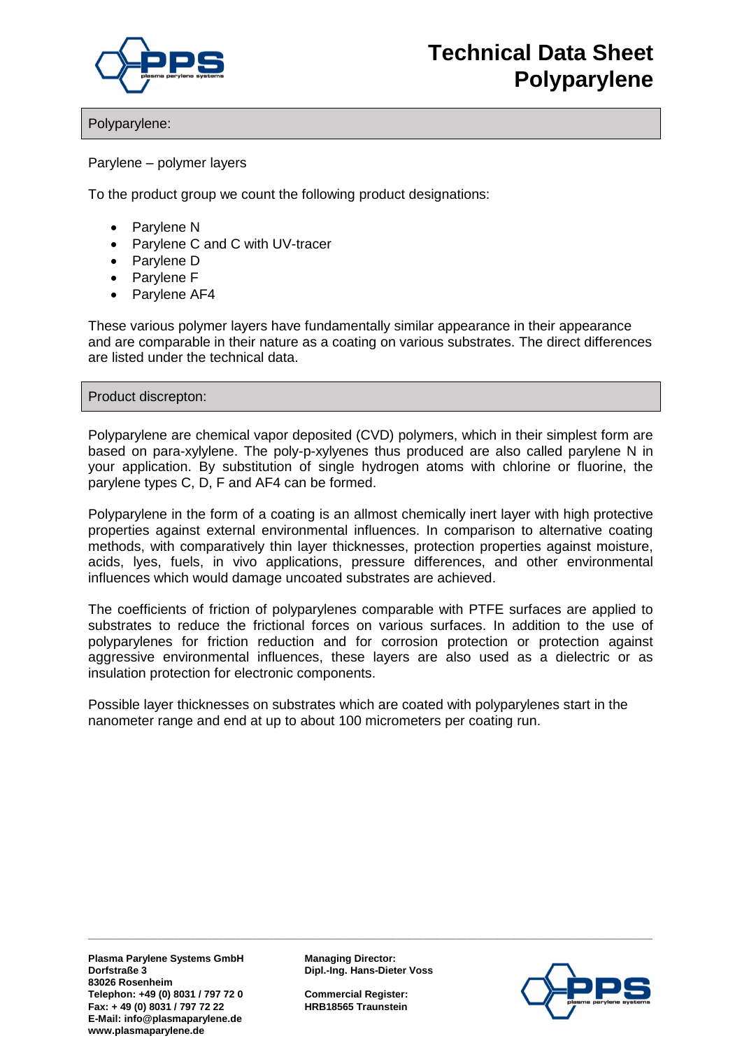# Technical Data Sheet Polyparylene

## Polyparylene:

Parylene – polymer layers

To the product group we count the following product designations:

- Parylene N
- Parylene C and C with UV-tracer
- Parylene D
- Parylene F
- Parylene AF4

These various polymer layers have fundamentally similar appearance in their appearance and are comparable in their nature as a coating on various substrates. The direct differences are listed under the technical data.

## Product discrepton:

Polyparylene are chemical vapor deposited (CVD) polymers, which in their simplest form are based on para-xylylene. The poly-p-xylyenes thus produced are also called parylene N in your application. By substitution of single hydrogen atoms with chlorine or fluorine, the parylene types C, D, F and AF4 can be formed.

Polyparylene in the form of a coating is an allmost chemically inert layer with high protective properties against external environmental influences. In comparison to alternative coating methods, with comparatively thin layer thicknesses, protection properties against moisture, acids, lyes, fuels, in vivo applications, pressure differences, and other environmental influences which would damage uncoated substrates are achieved.

The coefficients of friction of polyparylenes comparable with PTFE surfaces are applied to substrates to reduce the frictional forces on various surfaces. In addition to the use of polyparylenes for friction reduction and for corrosion protection or protection against aggressive environmental influences, these layers are also used as a dielectric or as insulation protection for electronic components.

Possible layer thicknesses on substrates which are coated with polyparylenes start in the nanometer range and end at up to about 100 micrometers per coating run.

**Plasma Parylene Systems GmbH**
**Dorfstraße 3**
**83026 Rosenheim**
**Telephon: +49 (0) 8031 / 797 72 0**
**Fax: + 49 (0) 8031 / 797 72 22**
**E-Mail: info@plasmaparylene.de**
**www.plasmaparylene.de**

**Managing Director:**
**Dipl.-Ing. Hans-Dieter Voss**

**Commercial Register:**
**HRB18565 Traunstein**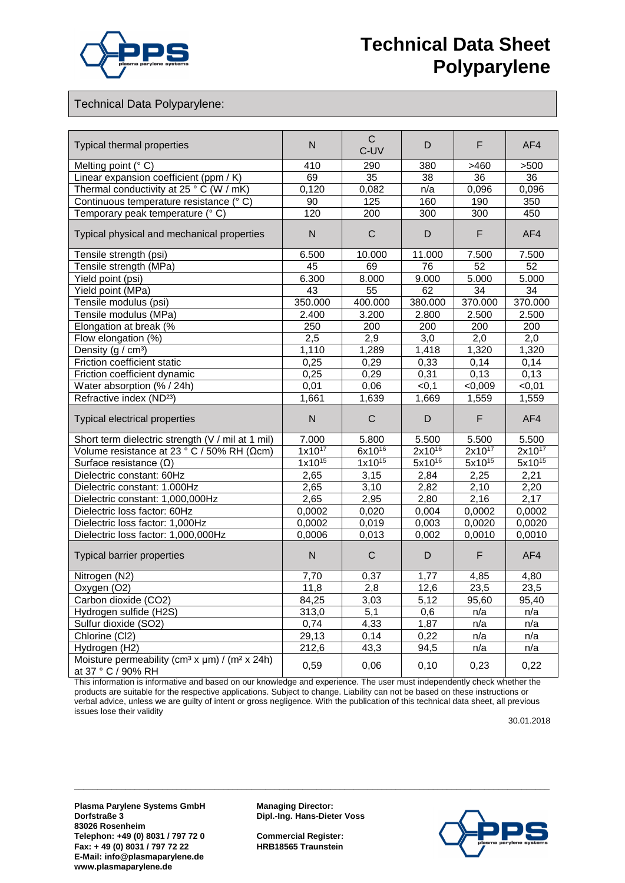# Technical Data Sheet Polyparylene

## Technical Data Polyparylene:

| Typical thermal properties | N | C C-UV | D | F | AF4 |
|---|---|---|---|---|---|
| Melting point (° C) | 410 | 290 | 380 | >460 | >500 |
| Linear expansion coefficient (ppm / K) | 69 | 35 | 38 | 36 | 36 |
| Thermal conductivity at 25 ° C (W / mK) | 0,120 | 0,082 | n/a | 0,096 | 0,096 |
| Continuous temperature resistance (° C) | 90 | 125 | 160 | 190 | 350 |
| Temporary peak temperature (° C) | 120 | 200 | 300 | 300 | 450 |
| **Typical physical and mechanical properties** | **N** | **C** | **D** | **F** | **AF4** |
| Tensile strength (psi) | 6.500 | 10.000 | 11.000 | 7.500 | 7.500 |
| Tensile strength (MPa) | 45 | 69 | 76 | 52 | 52 |
| Yield point (psi) | 6.300 | 8.000 | 9.000 | 5.000 | 5.000 |
| Yield point (MPa) | 43 | 55 | 62 | 34 | 34 |
| Tensile modulus (psi) | 350.000 | 400.000 | 380.000 | 370.000 | 370.000 |
| Tensile modulus (MPa) | 2.400 | 3.200 | 2.800 | 2.500 | 2.500 |
| Elongation at break (% | 250 | 200 | 200 | 200 | 200 |
| Flow elongation (%) | 2,5 | 2,9 | 3,0 | 2,0 | 2,0 |
| Density (g / cm³) | 1,110 | 1,289 | 1,418 | 1,320 | 1,320 |
| Friction coefficient static | 0,25 | 0,29 | 0,33 | 0,14 | 0,14 |
| Friction coefficient dynamic | 0,25 | 0,29 | 0,31 | 0,13 | 0,13 |
| Water absorption (% / 24h) | 0,01 | 0,06 | <0,1 | <0,009 | <0,01 |
| Refractive index (ND²³) | 1,661 | 1,639 | 1,669 | 1,559 | 1,559 |
| **Typical electrical properties** | **N** | **C** | **D** | **F** | **AF4** |
| Short term dielectric strength (V / mil at 1 mil) | 7.000 | 5.800 | 5.500 | 5.500 | 5.500 |
| Volume resistance at 23 ° C / 50% RH (Ωcm) | $1x10^{17}$ | $6x10^{16}$ | $2x10^{16}$ | $2x10^{17}$ | $2x10^{17}$ |
| Surface resistance (Ω) | $1x10^{15}$ | $1x10^{15}$ | $5x10^{16}$ | $5x10^{15}$ | $5x10^{15}$ |
| Dielectric constant: 60Hz | 2,65 | 3,15 | 2,84 | 2,25 | 2,21 |
| Dielectric constant: 1.000Hz | 2,65 | 3,10 | 2,82 | 2,10 | 2,20 |
| Dielectric constant: 1,000,000Hz | 2,65 | 2,95 | 2,80 | 2,16 | 2,17 |
| Dielectric loss factor: 60Hz | 0,0002 | 0,020 | 0,004 | 0,0002 | 0,0002 |
| Dielectric loss factor: 1,000Hz | 0,0002 | 0,019 | 0,003 | 0,0020 | 0,0020 |
| Dielectric loss factor: 1,000,000Hz | 0,0006 | 0,013 | 0,002 | 0,0010 | 0,0010 |
| **Typical barrier properties** | **N** | **C** | **D** | **F** | **AF4** |
| Nitrogen ($N_2$) | 7,70 | 0,37 | 1,77 | 4,85 | 4,80 |
| Oxygen ($O_2$) | 11,8 | 2,8 | 12,6 | 23,5 | 23,5 |
| Carbon dioxide ($CO_2$) | 84,25 | 3,03 | 5,12 | 95,60 | 95,40 |
| Hydrogen sulfide ($H_2S$) | 313,0 | 5,1 | 0,6 | n/a | n/a |
| Sulfur dioxide ($SO_2$) | 0,74 | 4,33 | 1,87 | n/a | n/a |
| Chlorine ($Cl_2$) | 29,13 | 0,14 | 0,22 | n/a | n/a |
| Hydrogen ($H_2$) | 212,6 | 43,3 | 94,5 | n/a | n/a |
| Moisture permeability (cm³ x µm) / (m² x 24h) at 37 ° C / 90% RH | 0,59 | 0,06 | 0,10 | 0,23 | 0,22 |

This information is informative and based on our knowledge and experience. The user must independently check whether the products are suitable for the respective applications. Subject to change. Liability can not be based on these instructions or verbal advice, unless we are guilty of intent or gross negligence. With the publication of this technical data sheet, all previous issues lose their validity

30.01.2018

**Plasma Parylene Systems GmbH**
**Dorfstraße 3**
**83026 Rosenheim**
**Telephon: +49 (0) 8031 / 797 72 0**
**Fax: + 49 (0) 8031 / 797 72 22**
**E-Mail: info@plasmaparylene.de**
**www.plasmaparylene.de**

**Managing Director:**
**Dipl.-Ing. Hans-Dieter Voss**

**Commercial Register:**
**HRB18565 Traunstein**